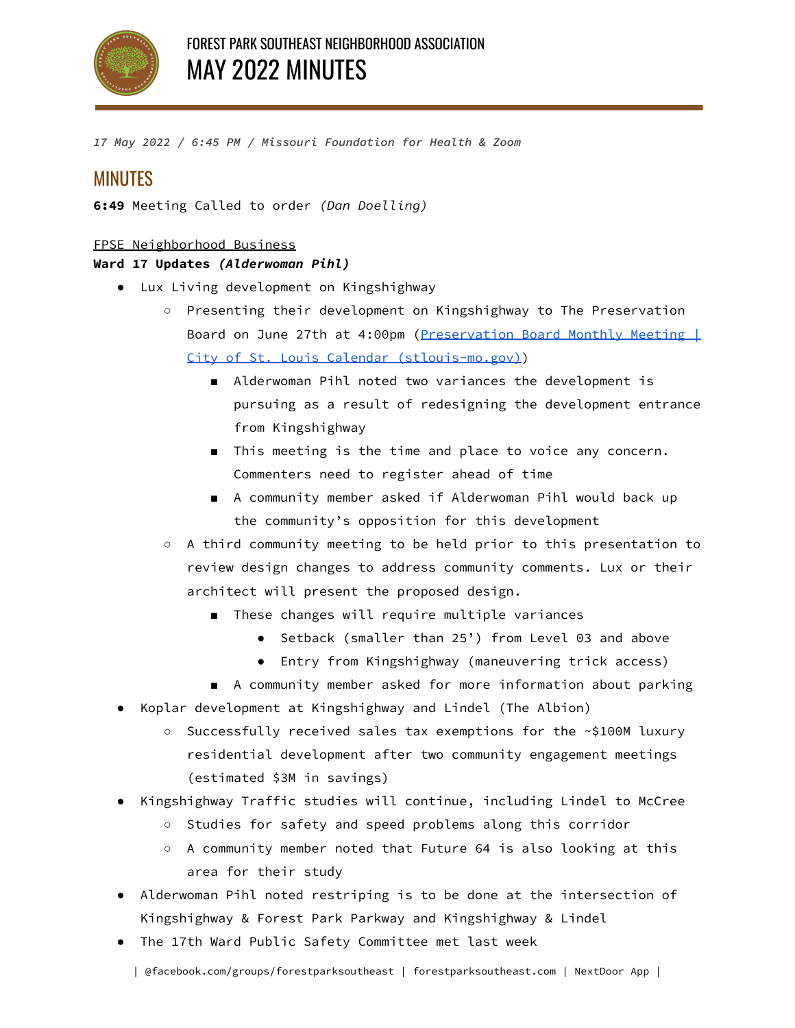# FOREST PARK SOUTHEAST NEIGHBORHOOD ASSOCIATION

# MAY 2022 MINUTES

*17 May 2022 / 6:45 PM / Missouri Foundation for Health & Zoom*

## MINUTES

**6:49** Meeting Called to order *(Dan Doelling)*

FPSE Neighborhood Business

**Ward 17 Updates *(Alderwoman Pihl)***

- Lux Living development on Kingshighway
  - Presenting their development on Kingshighway to The Preservation Board on June 27th at 4:00pm ([Preservation Board Monthly Meeting | City of St. Louis Calendar (stlouis-mo.gov)](https://www.stlouis-mo.gov))
    - Alderwoman Pihl noted two variances the development is pursuing as a result of redesigning the development entrance from Kingshighway
    - This meeting is the time and place to voice any concern. Commenters need to register ahead of time
    - A community member asked if Alderwoman Pihl would back up the community's opposition for this development
  - A third community meeting to be held prior to this presentation to review design changes to address community comments. Lux or their architect will present the proposed design.
    - These changes will require multiple variances
      - Setback (smaller than 25') from Level 03 and above
      - Entry from Kingshighway (maneuvering trick access)
    - A community member asked for more information about parking
- Koplar development at Kingshighway and Lindel (The Albion)
  - Successfully received sales tax exemptions for the ~$100M luxury residential development after two community engagement meetings (estimated $3M in savings)
- Kingshighway Traffic studies will continue, including Lindel to McCree
  - Studies for safety and speed problems along this corridor
  - A community member noted that Future 64 is also looking at this area for their study
- Alderwoman Pihl noted restriping is to be done at the intersection of Kingshighway & Forest Park Parkway and Kingshighway & Lindel
- The 17th Ward Public Safety Committee met last week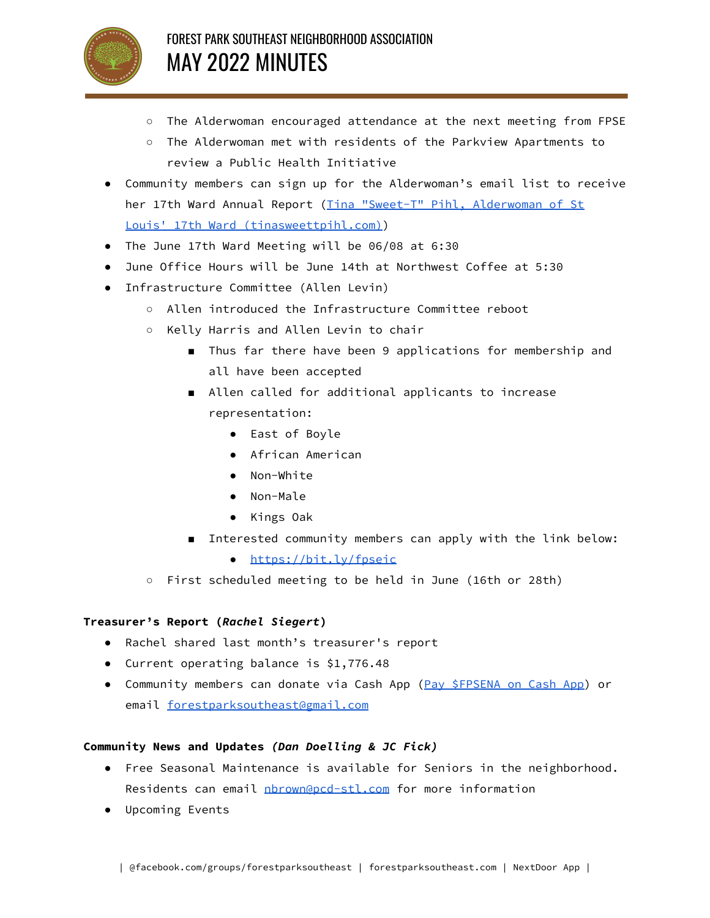- The Alderwoman encouraged attendance at the next meeting from FPSE
    - The Alderwoman met with residents of the Parkview Apartments to review a Public Health Initiative
- Community members can sign up for the Alderwoman's email list to receive her 17th Ward Annual Report ([Tina "Sweet-T" Pihl, Alderwoman of St Louis' 17th Ward (tinasweettpihl.com)](tinasweettpihl.com))
- The June 17th Ward Meeting will be 06/08 at 6:30
- June Office Hours will be June 14th at Northwest Coffee at 5:30
- Infrastructure Committee (Allen Levin)
    - Allen introduced the Infrastructure Committee reboot
    - Kelly Harris and Allen Levin to chair
        - Thus far there have been 9 applications for membership and all have been accepted
        - Allen called for additional applicants to increase representation:
            - East of Boyle
            - African American
            - Non-White
            - Non-Male
            - Kings Oak
        - Interested community members can apply with the link below:
            - https://bit.ly/fpseic
    - First scheduled meeting to be held in June (16th or 28th)

**Treasurer's Report (*Rachel Siegert*)**

- Rachel shared last month's treasurer's report
- Current operating balance is $1,776.48
- Community members can donate via Cash App (Pay $FPSENA on Cash App) or email forestparksoutheast@gmail.com

**Community News and Updates *(Dan Doelling & JC Fick)***

- Free Seasonal Maintenance is available for Seniors in the neighborhood. Residents can email nbrown@pcd-stl.com for more information
- Upcoming Events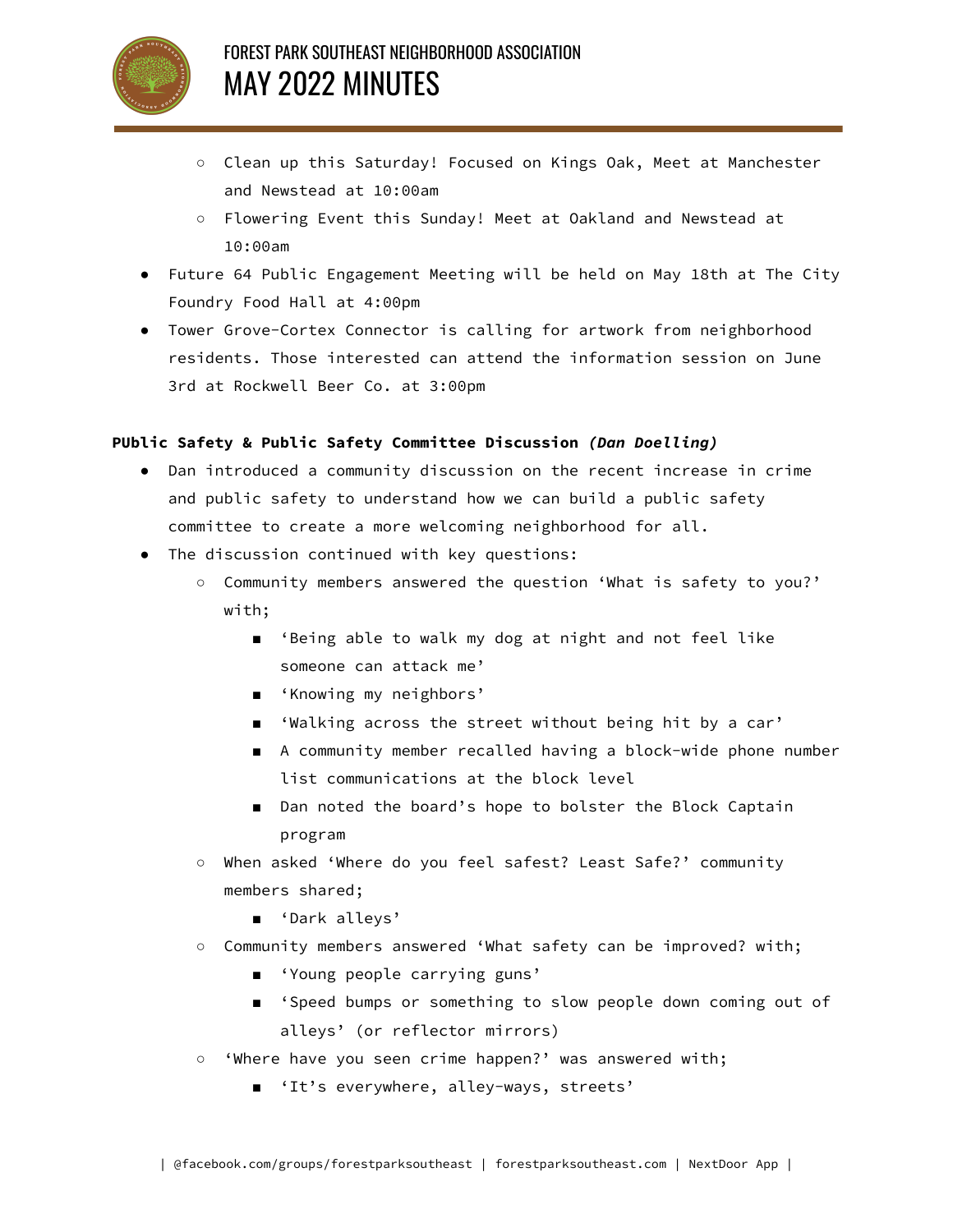- Clean up this Saturday! Focused on Kings Oak, Meet at Manchester and Newstead at 10:00am
- Flowering Event this Sunday! Meet at Oakland and Newstead at 10:00am

- Future 64 Public Engagement Meeting will be held on May 18th at The City Foundry Food Hall at 4:00pm
- Tower Grove-Cortex Connector is calling for artwork from neighborhood residents. Those interested can attend the information session on June 3rd at Rockwell Beer Co. at 3:00pm

**PUblic Safety & Public Safety Committee Discussion *(Dan Doelling)***

- Dan introduced a community discussion on the recent increase in crime and public safety to understand how we can build a public safety committee to create a more welcoming neighborhood for all.
- The discussion continued with key questions:
  - Community members answered the question 'What is safety to you?' with;
    - 'Being able to walk my dog at night and not feel like someone can attack me'
    - 'Knowing my neighbors'
    - 'Walking across the street without being hit by a car'
    - A community member recalled having a block-wide phone number list communications at the block level
    - Dan noted the board's hope to bolster the Block Captain program
  - When asked 'Where do you feel safest? Least Safe?' community members shared;
    - 'Dark alleys'
  - Community members answered 'What safety can be improved? with;
    - 'Young people carrying guns'
    - 'Speed bumps or something to slow people down coming out of alleys' (or reflector mirrors)
  - 'Where have you seen crime happen?' was answered with;
    - 'It's everywhere, alley-ways, streets'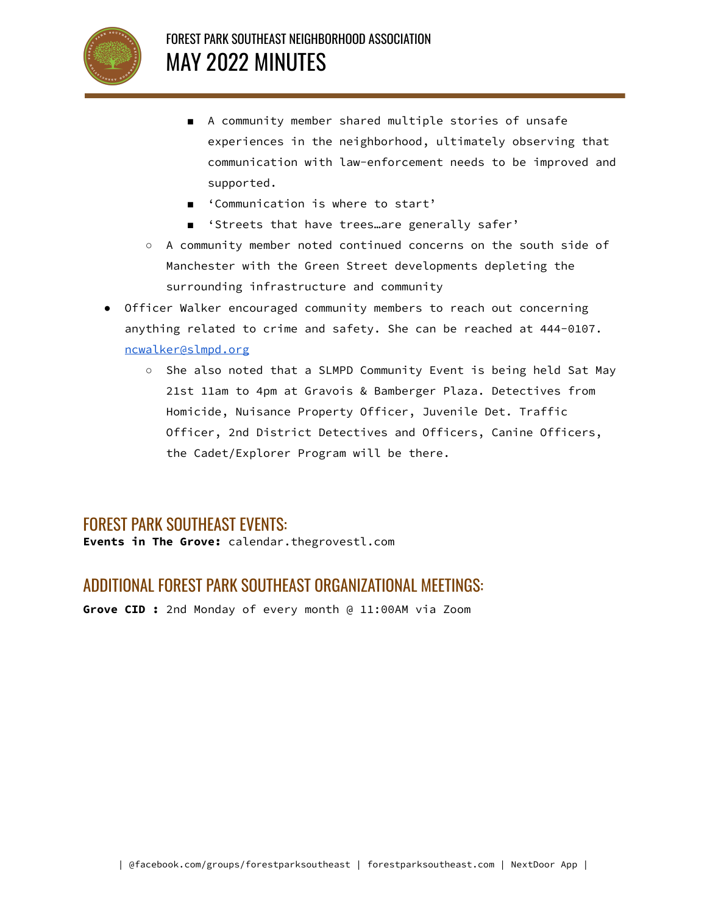- A community member shared multiple stories of unsafe experiences in the neighborhood, ultimately observing that communication with law-enforcement needs to be improved and supported.
    - ‘Communication is where to start’
    - ‘Streets that have trees…are generally safer’
  - A community member noted continued concerns on the south side of Manchester with the Green Street developments depleting the surrounding infrastructure and community
- Officer Walker encouraged community members to reach out concerning anything related to crime and safety. She can be reached at 444-0107. ncwalker@slmpd.org
  - She also noted that a SLMPD Community Event is being held Sat May 21st 11am to 4pm at Gravois & Bamberger Plaza. Detectives from Homicide, Nuisance Property Officer, Juvenile Det. Traffic Officer, 2nd District Detectives and Officers, Canine Officers, the Cadet/Explorer Program will be there.

## FOREST PARK SOUTHEAST EVENTS:

**Events in The Grove:** calendar.thegrovestl.com

## ADDITIONAL FOREST PARK SOUTHEAST ORGANIZATIONAL MEETINGS:

**Grove CID :** 2nd Monday of every month @ 11:00AM via Zoom

| @facebook.com/groups/forestparksoutheast | forestparksoutheast.com | NextDoor App |